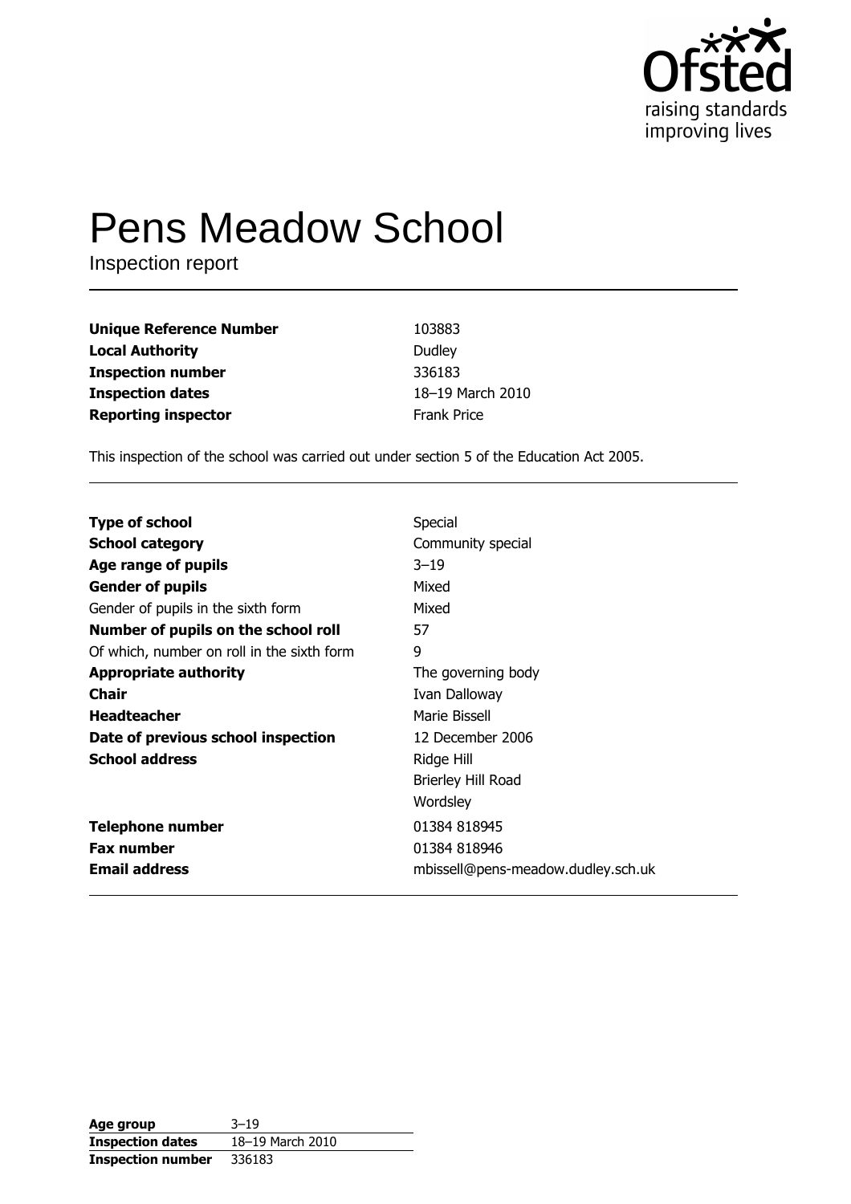Ofsted
raising standards
improving lives

# Pens Meadow School

Inspection report

| | |
|---|---|
| **Unique Reference Number** | 103883 |
| **Local Authority** | Dudley |
| **Inspection number** | 336183 |
| **Inspection dates** | 18–19 March 2010 |
| **Reporting inspector** | Frank Price |

This inspection of the school was carried out under section 5 of the Education Act 2005.

| | |
|---|---|
| **Type of school** | Special |
| **School category** | Community special |
| **Age range of pupils** | 3–19 |
| **Gender of pupils** | Mixed |
| Gender of pupils in the sixth form | Mixed |
| **Number of pupils on the school roll** | 57 |
| Of which, number on roll in the sixth form | 9 |
| **Appropriate authority** | The governing body |
| **Chair** | Ivan Dalloway |
| **Headteacher** | Marie Bissell |
| **Date of previous school inspection** | 12 December 2006 |
| **School address** | Ridge Hill<br>Brierley Hill Road<br>Wordsley |
| **Telephone number** | 01384 818945 |
| **Fax number** | 01384 818946 |
| **Email address** | mbissell@pens-meadow.dudley.sch.uk |

| | |
|---|---|
| **Age group** | 3–19 |
| **Inspection dates** | 18–19 March 2010 |
| **Inspection number** | 336183 |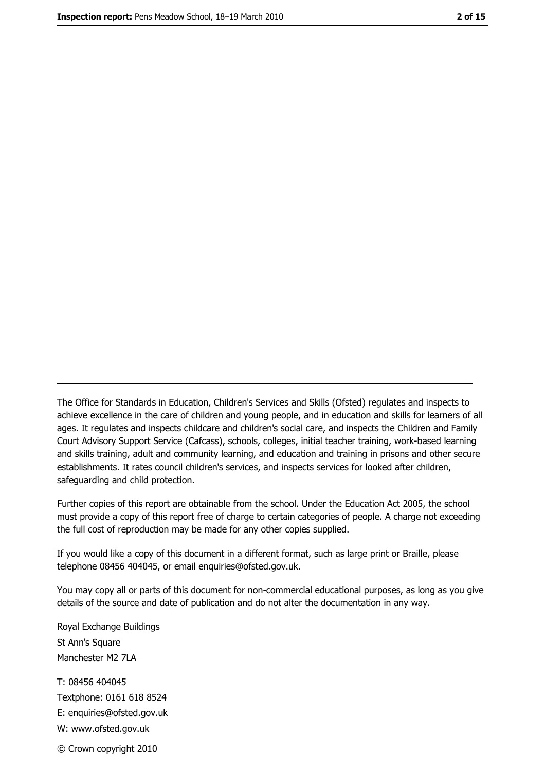---

The Office for Standards in Education, Children's Services and Skills (Ofsted) regulates and inspects to achieve excellence in the care of children and young people, and in education and skills for learners of all ages. It regulates and inspects childcare and children's social care, and inspects the Children and Family Court Advisory Support Service (Cafcass), schools, colleges, initial teacher training, work-based learning and skills training, adult and community learning, and education and training in prisons and other secure establishments. It rates council children's services, and inspects services for looked after children, safeguarding and child protection.

Further copies of this report are obtainable from the school. Under the Education Act 2005, the school must provide a copy of this report free of charge to certain categories of people. A charge not exceeding the full cost of reproduction may be made for any other copies supplied.

If you would like a copy of this document in a different format, such as large print or Braille, please telephone 08456 404045, or email enquiries@ofsted.gov.uk.

You may copy all or parts of this document for non-commercial educational purposes, as long as you give details of the source and date of publication and do not alter the documentation in any way.

Royal Exchange Buildings
St Ann's Square
Manchester M2 7LA

T: 08456 404045
Textphone: 0161 618 8524
E: enquiries@ofsted.gov.uk
W: www.ofsted.gov.uk

© Crown copyright 2010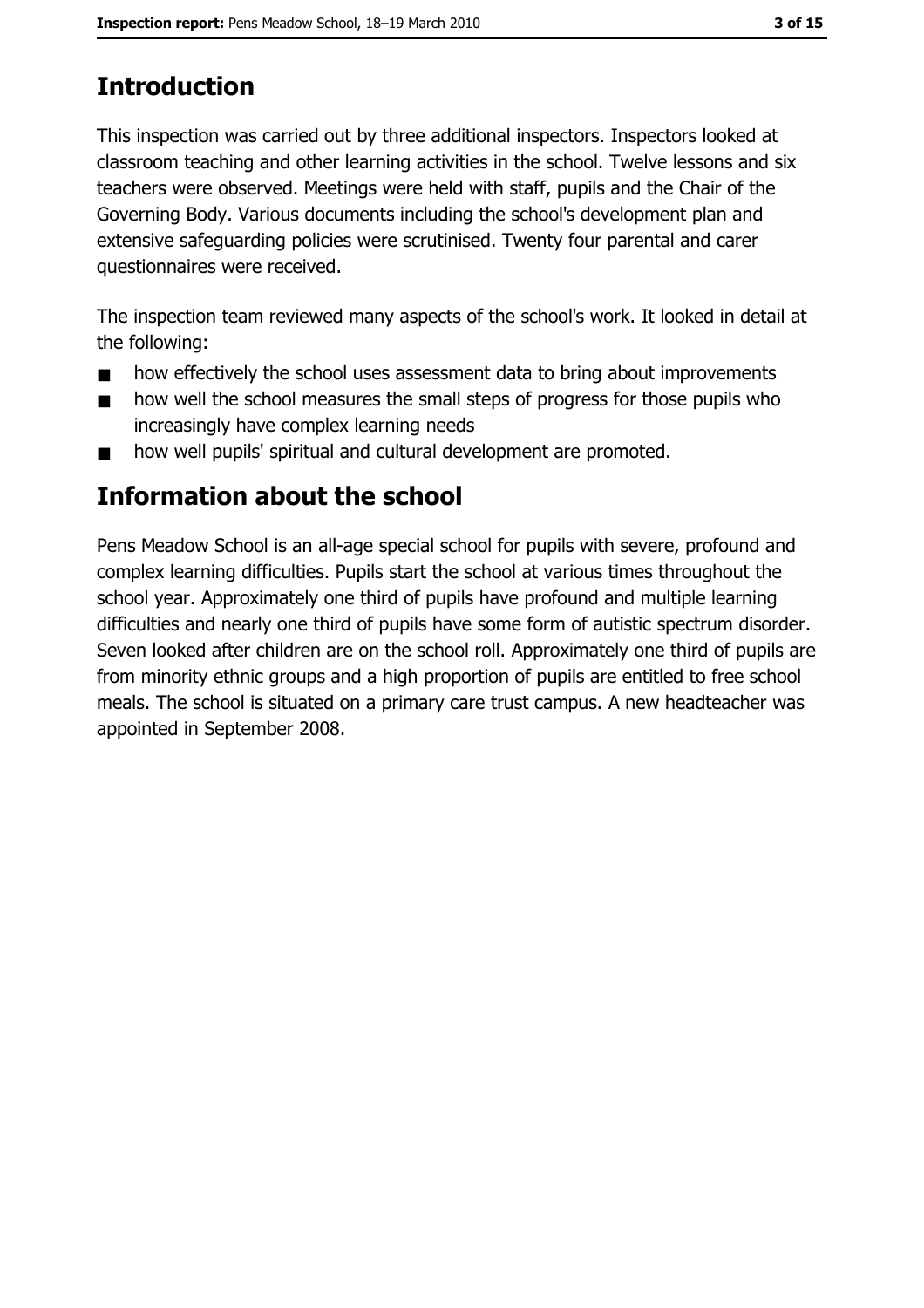# Introduction

This inspection was carried out by three additional inspectors. Inspectors looked at classroom teaching and other learning activities in the school. Twelve lessons and six teachers were observed. Meetings were held with staff, pupils and the Chair of the Governing Body. Various documents including the school's development plan and extensive safeguarding policies were scrutinised. Twenty four parental and carer questionnaires were received.

The inspection team reviewed many aspects of the school's work. It looked in detail at the following:

- how effectively the school uses assessment data to bring about improvements
- how well the school measures the small steps of progress for those pupils who increasingly have complex learning needs
- how well pupils' spiritual and cultural development are promoted.

# Information about the school

Pens Meadow School is an all-age special school for pupils with severe, profound and complex learning difficulties. Pupils start the school at various times throughout the school year. Approximately one third of pupils have profound and multiple learning difficulties and nearly one third of pupils have some form of autistic spectrum disorder. Seven looked after children are on the school roll. Approximately one third of pupils are from minority ethnic groups and a high proportion of pupils are entitled to free school meals. The school is situated on a primary care trust campus. A new headteacher was appointed in September 2008.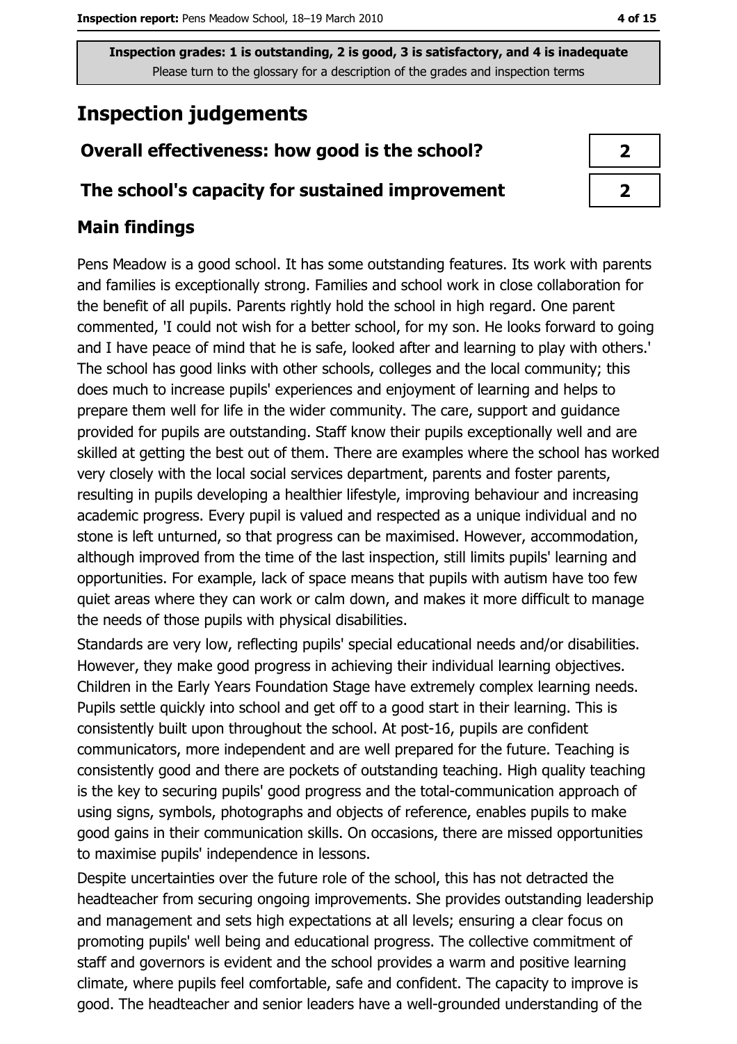Inspection grades: 1 is outstanding, 2 is good, 3 is satisfactory, and 4 is inadequate
Please turn to the glossary for a description of the grades and inspection terms

# Inspection judgements

| | |
|---|---|
| **Overall effectiveness: how good is the school?** | 2 |
| **The school's capacity for sustained improvement** | 2 |

## Main findings

Pens Meadow is a good school. It has some outstanding features. Its work with parents and families is exceptionally strong. Families and school work in close collaboration for the benefit of all pupils. Parents rightly hold the school in high regard. One parent commented, 'I could not wish for a better school, for my son. He looks forward to going and I have peace of mind that he is safe, looked after and learning to play with others.' The school has good links with other schools, colleges and the local community; this does much to increase pupils' experiences and enjoyment of learning and helps to prepare them well for life in the wider community. The care, support and guidance provided for pupils are outstanding. Staff know their pupils exceptionally well and are skilled at getting the best out of them. There are examples where the school has worked very closely with the local social services department, parents and foster parents, resulting in pupils developing a healthier lifestyle, improving behaviour and increasing academic progress. Every pupil is valued and respected as a unique individual and no stone is left unturned, so that progress can be maximised. However, accommodation, although improved from the time of the last inspection, still limits pupils' learning and opportunities. For example, lack of space means that pupils with autism have too few quiet areas where they can work or calm down, and makes it more difficult to manage the needs of those pupils with physical disabilities.

Standards are very low, reflecting pupils' special educational needs and/or disabilities. However, they make good progress in achieving their individual learning objectives. Children in the Early Years Foundation Stage have extremely complex learning needs. Pupils settle quickly into school and get off to a good start in their learning. This is consistently built upon throughout the school. At post-16, pupils are confident communicators, more independent and are well prepared for the future. Teaching is consistently good and there are pockets of outstanding teaching. High quality teaching is the key to securing pupils' good progress and the total-communication approach of using signs, symbols, photographs and objects of reference, enables pupils to make good gains in their communication skills. On occasions, there are missed opportunities to maximise pupils' independence in lessons.

Despite uncertainties over the future role of the school, this has not detracted the headteacher from securing ongoing improvements. She provides outstanding leadership and management and sets high expectations at all levels; ensuring a clear focus on promoting pupils' well being and educational progress. The collective commitment of staff and governors is evident and the school provides a warm and positive learning climate, where pupils feel comfortable, safe and confident. The capacity to improve is good. The headteacher and senior leaders have a well-grounded understanding of the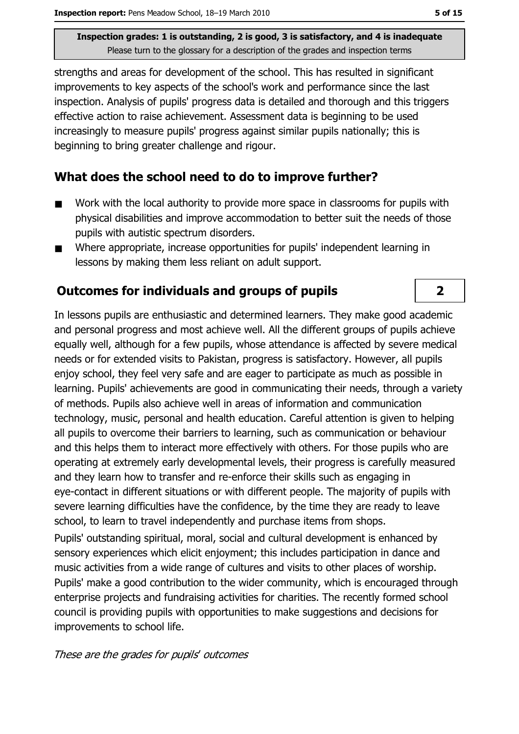strengths and areas for development of the school. This has resulted in significant improvements to key aspects of the school's work and performance since the last inspection. Analysis of pupils' progress data is detailed and thorough and this triggers effective action to raise achievement. Assessment data is beginning to be used increasingly to measure pupils' progress against similar pupils nationally; this is beginning to bring greater challenge and rigour.

## What does the school need to do to improve further?

- Work with the local authority to provide more space in classrooms for pupils with physical disabilities and improve accommodation to better suit the needs of those pupils with autistic spectrum disorders.
- Where appropriate, increase opportunities for pupils' independent learning in lessons by making them less reliant on adult support.

## Outcomes for individuals and groups of pupils — 2

In lessons pupils are enthusiastic and determined learners. They make good academic and personal progress and most achieve well. All the different groups of pupils achieve equally well, although for a few pupils, whose attendance is affected by severe medical needs or for extended visits to Pakistan, progress is satisfactory. However, all pupils enjoy school, they feel very safe and are eager to participate as much as possible in learning. Pupils' achievements are good in communicating their needs, through a variety of methods. Pupils also achieve well in areas of information and communication technology, music, personal and health education. Careful attention is given to helping all pupils to overcome their barriers to learning, such as communication or behaviour and this helps them to interact more effectively with others. For those pupils who are operating at extremely early developmental levels, their progress is carefully measured and they learn how to transfer and re-enforce their skills such as engaging in eye-contact in different situations or with different people. The majority of pupils with severe learning difficulties have the confidence, by the time they are ready to leave school, to learn to travel independently and purchase items from shops.

Pupils' outstanding spiritual, moral, social and cultural development is enhanced by sensory experiences which elicit enjoyment; this includes participation in dance and music activities from a wide range of cultures and visits to other places of worship. Pupils' make a good contribution to the wider community, which is encouraged through enterprise projects and fundraising activities for charities. The recently formed school council is providing pupils with opportunities to make suggestions and decisions for improvements to school life.

*These are the grades for pupils' outcomes*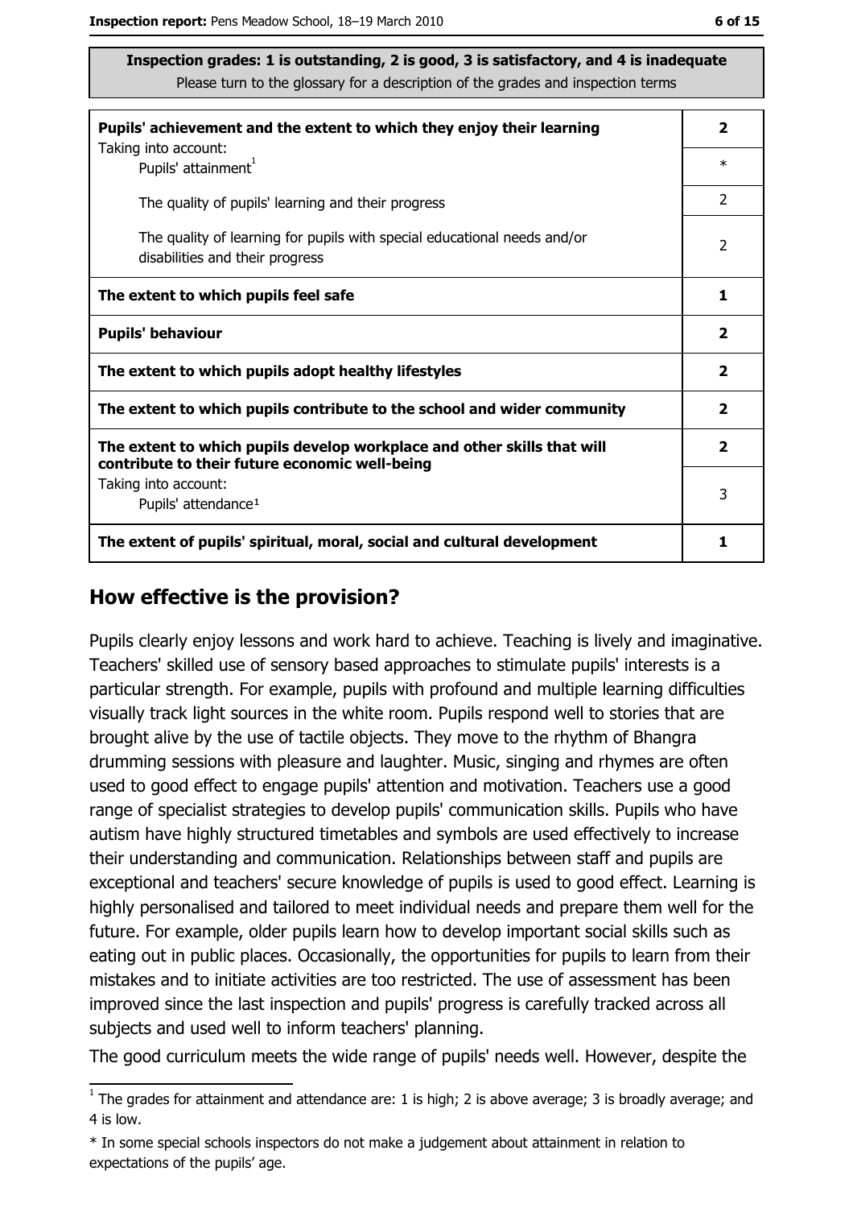**Inspection grades: 1 is outstanding, 2 is good, 3 is satisfactory, and 4 is inadequate**
Please turn to the glossary for a description of the grades and inspection terms

| | |
|---|---|
| **Pupils' achievement and the extent to which they enjoy their learning** | **2** |
| Taking into account: Pupils' attainment[1] | * |
| The quality of pupils' learning and their progress | 2 |
| The quality of learning for pupils with special educational needs and/or disabilities and their progress | 2 |
| **The extent to which pupils feel safe** | **1** |
| **Pupils' behaviour** | **2** |
| **The extent to which pupils adopt healthy lifestyles** | **2** |
| **The extent to which pupils contribute to the school and wider community** | **2** |
| **The extent to which pupils develop workplace and other skills that will contribute to their future economic well-being** | **2** |
| Taking into account: Pupils' attendance[1] | 3 |
| **The extent of pupils' spiritual, moral, social and cultural development** | **1** |

## How effective is the provision?

Pupils clearly enjoy lessons and work hard to achieve. Teaching is lively and imaginative. Teachers' skilled use of sensory based approaches to stimulate pupils' interests is a particular strength. For example, pupils with profound and multiple learning difficulties visually track light sources in the white room. Pupils respond well to stories that are brought alive by the use of tactile objects. They move to the rhythm of Bhangra drumming sessions with pleasure and laughter. Music, singing and rhymes are often used to good effect to engage pupils' attention and motivation. Teachers use a good range of specialist strategies to develop pupils' communication skills. Pupils who have autism have highly structured timetables and symbols are used effectively to increase their understanding and communication. Relationships between staff and pupils are exceptional and teachers' secure knowledge of pupils is used to good effect. Learning is highly personalised and tailored to meet individual needs and prepare them well for the future. For example, older pupils learn how to develop important social skills such as eating out in public places. Occasionally, the opportunities for pupils to learn from their mistakes and to initiate activities are too restricted. The use of assessment has been improved since the last inspection and pupils' progress is carefully tracked across all subjects and used well to inform teachers' planning.

The good curriculum meets the wide range of pupils' needs well. However, despite the

[1] The grades for attainment and attendance are: 1 is high; 2 is above average; 3 is broadly average; and 4 is low.

* In some special schools inspectors do not make a judgement about attainment in relation to expectations of the pupils' age.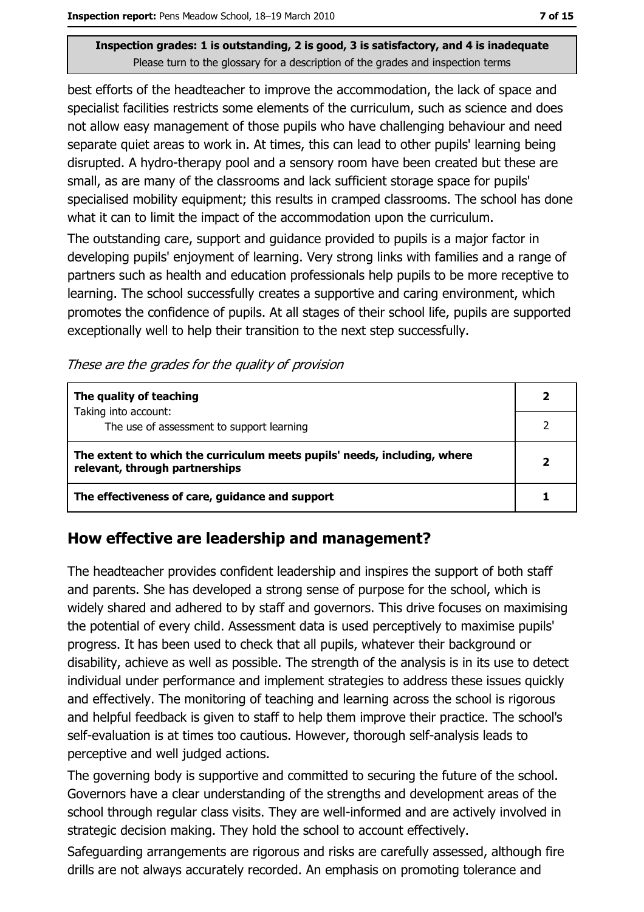**Inspection grades: 1 is outstanding, 2 is good, 3 is satisfactory, and 4 is inadequate**
Please turn to the glossary for a description of the grades and inspection terms

best efforts of the headteacher to improve the accommodation, the lack of space and specialist facilities restricts some elements of the curriculum, such as science and does not allow easy management of those pupils who have challenging behaviour and need separate quiet areas to work in. At times, this can lead to other pupils' learning being disrupted. A hydro-therapy pool and a sensory room have been created but these are small, as are many of the classrooms and lack sufficient storage space for pupils' specialised mobility equipment; this results in cramped classrooms. The school has done what it can to limit the impact of the accommodation upon the curriculum.

The outstanding care, support and guidance provided to pupils is a major factor in developing pupils' enjoyment of learning. Very strong links with families and a range of partners such as health and education professionals help pupils to be more receptive to learning. The school successfully creates a supportive and caring environment, which promotes the confidence of pupils. At all stages of their school life, pupils are supported exceptionally well to help their transition to the next step successfully.

*These are the grades for the quality of provision*

| | |
|---|---|
| **The quality of teaching**<br>Taking into account: | **2** |
| The use of assessment to support learning | 2 |
| **The extent to which the curriculum meets pupils' needs, including, where relevant, through partnerships** | **2** |
| **The effectiveness of care, guidance and support** | **1** |

## How effective are leadership and management?

The headteacher provides confident leadership and inspires the support of both staff and parents. She has developed a strong sense of purpose for the school, which is widely shared and adhered to by staff and governors. This drive focuses on maximising the potential of every child. Assessment data is used perceptively to maximise pupils' progress. It has been used to check that all pupils, whatever their background or disability, achieve as well as possible. The strength of the analysis is in its use to detect individual under performance and implement strategies to address these issues quickly and effectively. The monitoring of teaching and learning across the school is rigorous and helpful feedback is given to staff to help them improve their practice. The school's self-evaluation is at times too cautious. However, thorough self-analysis leads to perceptive and well judged actions.

The governing body is supportive and committed to securing the future of the school. Governors have a clear understanding of the strengths and development areas of the school through regular class visits. They are well-informed and are actively involved in strategic decision making. They hold the school to account effectively.

Safeguarding arrangements are rigorous and risks are carefully assessed, although fire drills are not always accurately recorded. An emphasis on promoting tolerance and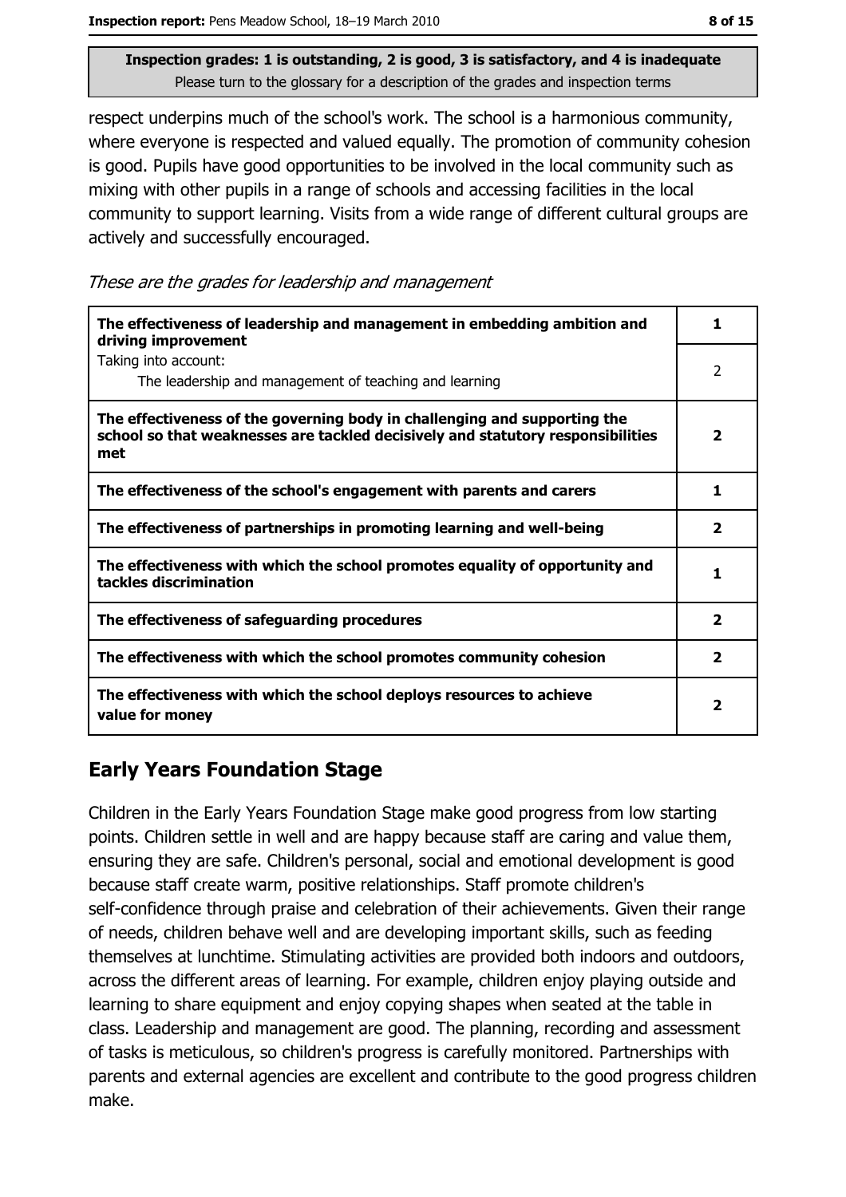**Inspection grades: 1 is outstanding, 2 is good, 3 is satisfactory, and 4 is inadequate**
Please turn to the glossary for a description of the grades and inspection terms

respect underpins much of the school's work. The school is a harmonious community, where everyone is respected and valued equally. The promotion of community cohesion is good. Pupils have good opportunities to be involved in the local community such as mixing with other pupils in a range of schools and accessing facilities in the local community to support learning. Visits from a wide range of different cultural groups are actively and successfully encouraged.

*These are the grades for leadership and management*

| | |
|---|---|
| **The effectiveness of leadership and management in embedding ambition and driving improvement** | **1** |
| Taking into account: The leadership and management of teaching and learning | 2 |
| **The effectiveness of the governing body in challenging and supporting the school so that weaknesses are tackled decisively and statutory responsibilities met** | **2** |
| **The effectiveness of the school's engagement with parents and carers** | **1** |
| **The effectiveness of partnerships in promoting learning and well-being** | **2** |
| **The effectiveness with which the school promotes equality of opportunity and tackles discrimination** | **1** |
| **The effectiveness of safeguarding procedures** | **2** |
| **The effectiveness with which the school promotes community cohesion** | **2** |
| **The effectiveness with which the school deploys resources to achieve value for money** | **2** |

## Early Years Foundation Stage

Children in the Early Years Foundation Stage make good progress from low starting points. Children settle in well and are happy because staff are caring and value them, ensuring they are safe. Children's personal, social and emotional development is good because staff create warm, positive relationships. Staff promote children's self-confidence through praise and celebration of their achievements. Given their range of needs, children behave well and are developing important skills, such as feeding themselves at lunchtime. Stimulating activities are provided both indoors and outdoors, across the different areas of learning. For example, children enjoy playing outside and learning to share equipment and enjoy copying shapes when seated at the table in class. Leadership and management are good. The planning, recording and assessment of tasks is meticulous, so children's progress is carefully monitored. Partnerships with parents and external agencies are excellent and contribute to the good progress children make.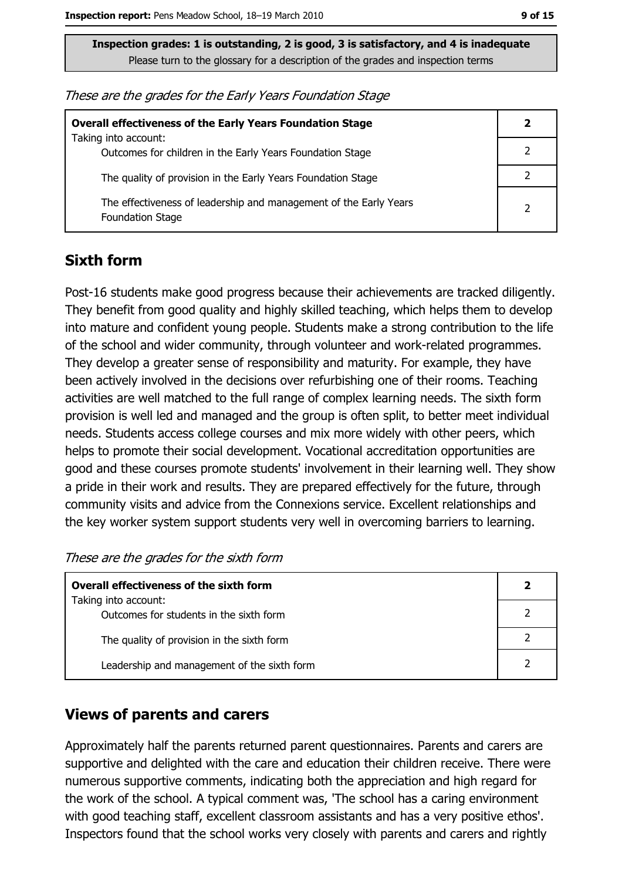**Inspection grades: 1 is outstanding, 2 is good, 3 is satisfactory, and 4 is inadequate**
Please turn to the glossary for a description of the grades and inspection terms

*These are the grades for the Early Years Foundation Stage*

| **Overall effectiveness of the Early Years Foundation Stage** | **2** |
|---|---|
| Taking into account: Outcomes for children in the Early Years Foundation Stage | 2 |
| The quality of provision in the Early Years Foundation Stage | 2 |
| The effectiveness of leadership and management of the Early Years Foundation Stage | 2 |

## Sixth form

Post-16 students make good progress because their achievements are tracked diligently. They benefit from good quality and highly skilled teaching, which helps them to develop into mature and confident young people. Students make a strong contribution to the life of the school and wider community, through volunteer and work-related programmes. They develop a greater sense of responsibility and maturity. For example, they have been actively involved in the decisions over refurbishing one of their rooms. Teaching activities are well matched to the full range of complex learning needs. The sixth form provision is well led and managed and the group is often split, to better meet individual needs. Students access college courses and mix more widely with other peers, which helps to promote their social development. Vocational accreditation opportunities are good and these courses promote students' involvement in their learning well. They show a pride in their work and results. They are prepared effectively for the future, through community visits and advice from the Connexions service. Excellent relationships and the key worker system support students very well in overcoming barriers to learning.

*These are the grades for the sixth form*

| **Overall effectiveness of the sixth form** | **2** |
|---|---|
| Taking into account: Outcomes for students in the sixth form | 2 |
| The quality of provision in the sixth form | 2 |
| Leadership and management of the sixth form | 2 |

## Views of parents and carers

Approximately half the parents returned parent questionnaires. Parents and carers are supportive and delighted with the care and education their children receive. There were numerous supportive comments, indicating both the appreciation and high regard for the work of the school. A typical comment was, 'The school has a caring environment with good teaching staff, excellent classroom assistants and has a very positive ethos'. Inspectors found that the school works very closely with parents and carers and rightly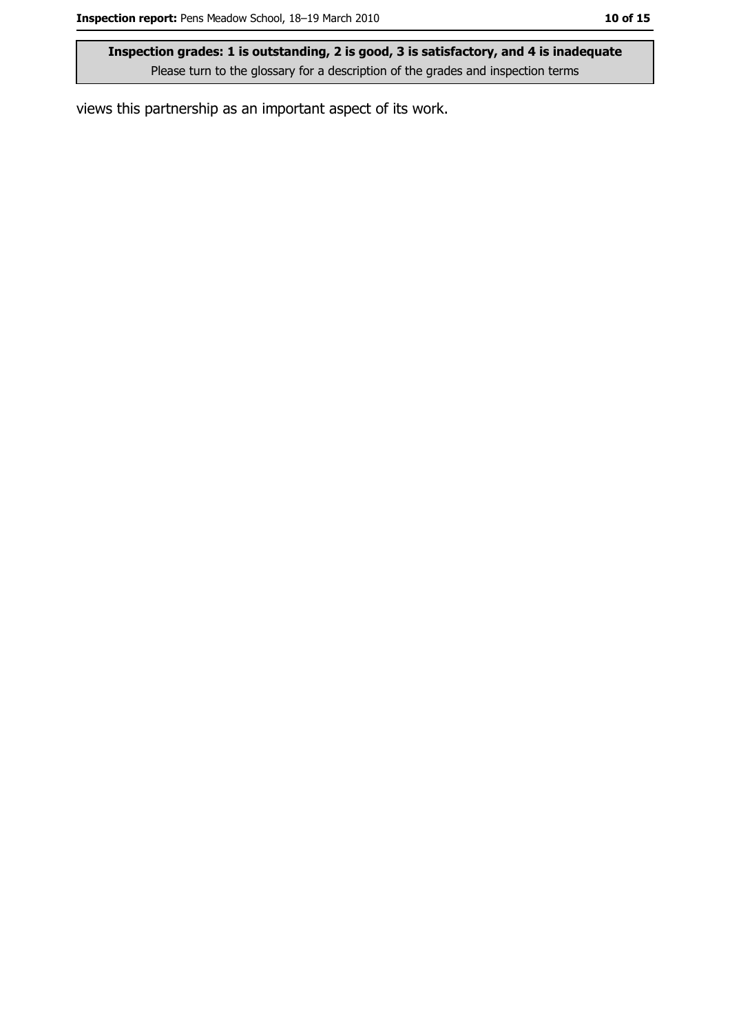views this partnership as an important aspect of its work.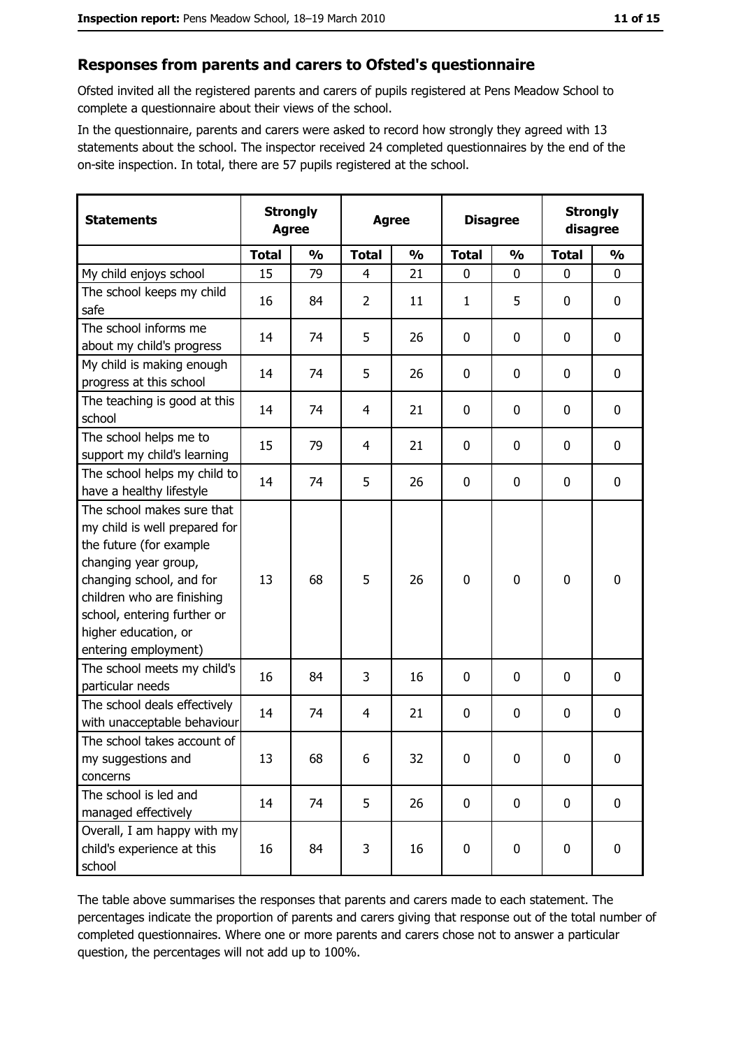## Responses from parents and carers to Ofsted's questionnaire

Ofsted invited all the registered parents and carers of pupils registered at Pens Meadow School to complete a questionnaire about their views of the school.

In the questionnaire, parents and carers were asked to record how strongly they agreed with 13 statements about the school. The inspector received 24 completed questionnaires by the end of the on-site inspection. In total, there are 57 pupils registered at the school.

| Statements | Strongly Agree | | Agree | | Disagree | | Strongly disagree | |
|---|---|---|---|---|---|---|---|---|
| | Total | % | Total | % | Total | % | Total | % |
| My child enjoys school | 15 | 79 | 4 | 21 | 0 | 0 | 0 | 0 |
| The school keeps my child safe | 16 | 84 | 2 | 11 | 1 | 5 | 0 | 0 |
| The school informs me about my child's progress | 14 | 74 | 5 | 26 | 0 | 0 | 0 | 0 |
| My child is making enough progress at this school | 14 | 74 | 5 | 26 | 0 | 0 | 0 | 0 |
| The teaching is good at this school | 14 | 74 | 4 | 21 | 0 | 0 | 0 | 0 |
| The school helps me to support my child's learning | 15 | 79 | 4 | 21 | 0 | 0 | 0 | 0 |
| The school helps my child to have a healthy lifestyle | 14 | 74 | 5 | 26 | 0 | 0 | 0 | 0 |
| The school makes sure that my child is well prepared for the future (for example changing year group, changing school, and for children who are finishing school, entering further or higher education, or entering employment) | 13 | 68 | 5 | 26 | 0 | 0 | 0 | 0 |
| The school meets my child's particular needs | 16 | 84 | 3 | 16 | 0 | 0 | 0 | 0 |
| The school deals effectively with unacceptable behaviour | 14 | 74 | 4 | 21 | 0 | 0 | 0 | 0 |
| The school takes account of my suggestions and concerns | 13 | 68 | 6 | 32 | 0 | 0 | 0 | 0 |
| The school is led and managed effectively | 14 | 74 | 5 | 26 | 0 | 0 | 0 | 0 |
| Overall, I am happy with my child's experience at this school | 16 | 84 | 3 | 16 | 0 | 0 | 0 | 0 |

The table above summarises the responses that parents and carers made to each statement. The percentages indicate the proportion of parents and carers giving that response out of the total number of completed questionnaires. Where one or more parents and carers chose not to answer a particular question, the percentages will not add up to 100%.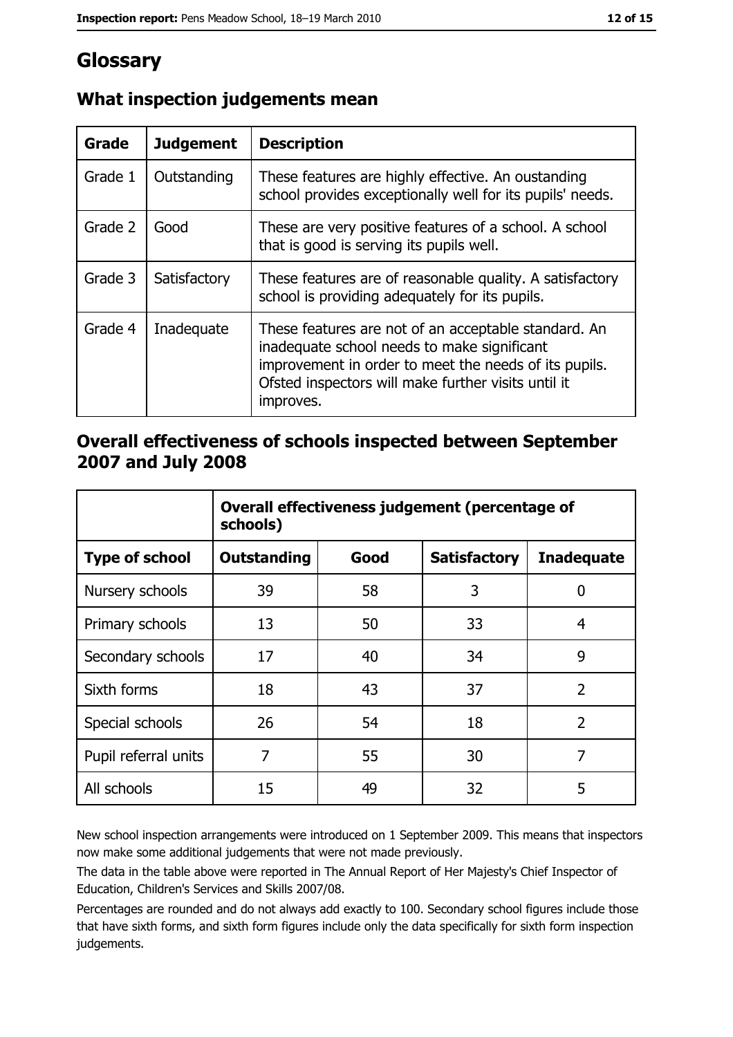# Glossary

## What inspection judgements mean

| Grade | Judgement | Description |
|---|---|---|
| Grade 1 | Outstanding | These features are highly effective. An oustanding school provides exceptionally well for its pupils' needs. |
| Grade 2 | Good | These are very positive features of a school. A school that is good is serving its pupils well. |
| Grade 3 | Satisfactory | These features are of reasonable quality. A satisfactory school is providing adequately for its pupils. |
| Grade 4 | Inadequate | These features are not of an acceptable standard. An inadequate school needs to make significant improvement in order to meet the needs of its pupils. Ofsted inspectors will make further visits until it improves. |

## Overall effectiveness of schools inspected between September 2007 and July 2008

| | Overall effectiveness judgement (percentage of schools) | | | |
|---|---|---|---|---|
| **Type of school** | **Outstanding** | **Good** | **Satisfactory** | **Inadequate** |
| Nursery schools | 39 | 58 | 3 | 0 |
| Primary schools | 13 | 50 | 33 | 4 |
| Secondary schools | 17 | 40 | 34 | 9 |
| Sixth forms | 18 | 43 | 37 | 2 |
| Special schools | 26 | 54 | 18 | 2 |
| Pupil referral units | 7 | 55 | 30 | 7 |
| All schools | 15 | 49 | 32 | 5 |

New school inspection arrangements were introduced on 1 September 2009. This means that inspectors now make some additional judgements that were not made previously.

The data in the table above were reported in The Annual Report of Her Majesty's Chief Inspector of Education, Children's Services and Skills 2007/08.

Percentages are rounded and do not always add exactly to 100. Secondary school figures include those that have sixth forms, and sixth form figures include only the data specifically for sixth form inspection judgements.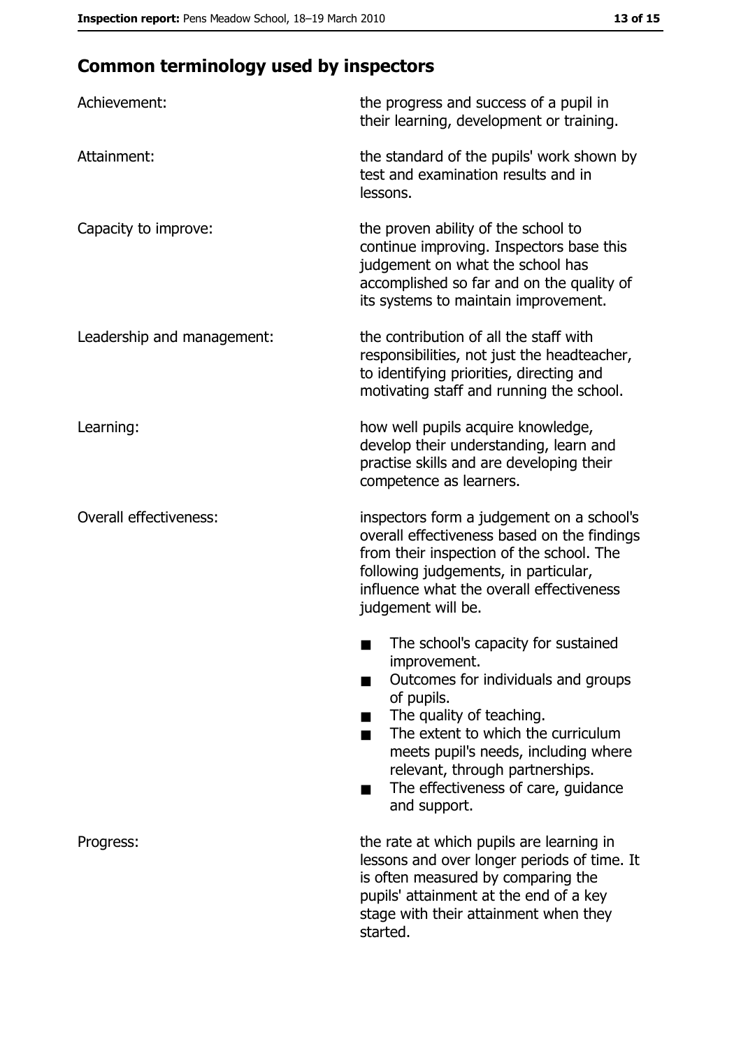## Common terminology used by inspectors

| | |
|---|---|
| Achievement: | the progress and success of a pupil in their learning, development or training. |
| Attainment: | the standard of the pupils' work shown by test and examination results and in lessons. |
| Capacity to improve: | the proven ability of the school to continue improving. Inspectors base this judgement on what the school has accomplished so far and on the quality of its systems to maintain improvement. |
| Leadership and management: | the contribution of all the staff with responsibilities, not just the headteacher, to identifying priorities, directing and motivating staff and running the school. |
| Learning: | how well pupils acquire knowledge, develop their understanding, learn and practise skills and are developing their competence as learners. |
| Overall effectiveness: | inspectors form a judgement on a school's overall effectiveness based on the findings from their inspection of the school. The following judgements, in particular, influence what the overall effectiveness judgement will be. <br>■ The school's capacity for sustained improvement.<br>■ Outcomes for individuals and groups of pupils.<br>■ The quality of teaching.<br>■ The extent to which the curriculum meets pupil's needs, including where relevant, through partnerships.<br>■ The effectiveness of care, guidance and support. |
| Progress: | the rate at which pupils are learning in lessons and over longer periods of time. It is often measured by comparing the pupils' attainment at the end of a key stage with their attainment when they started. |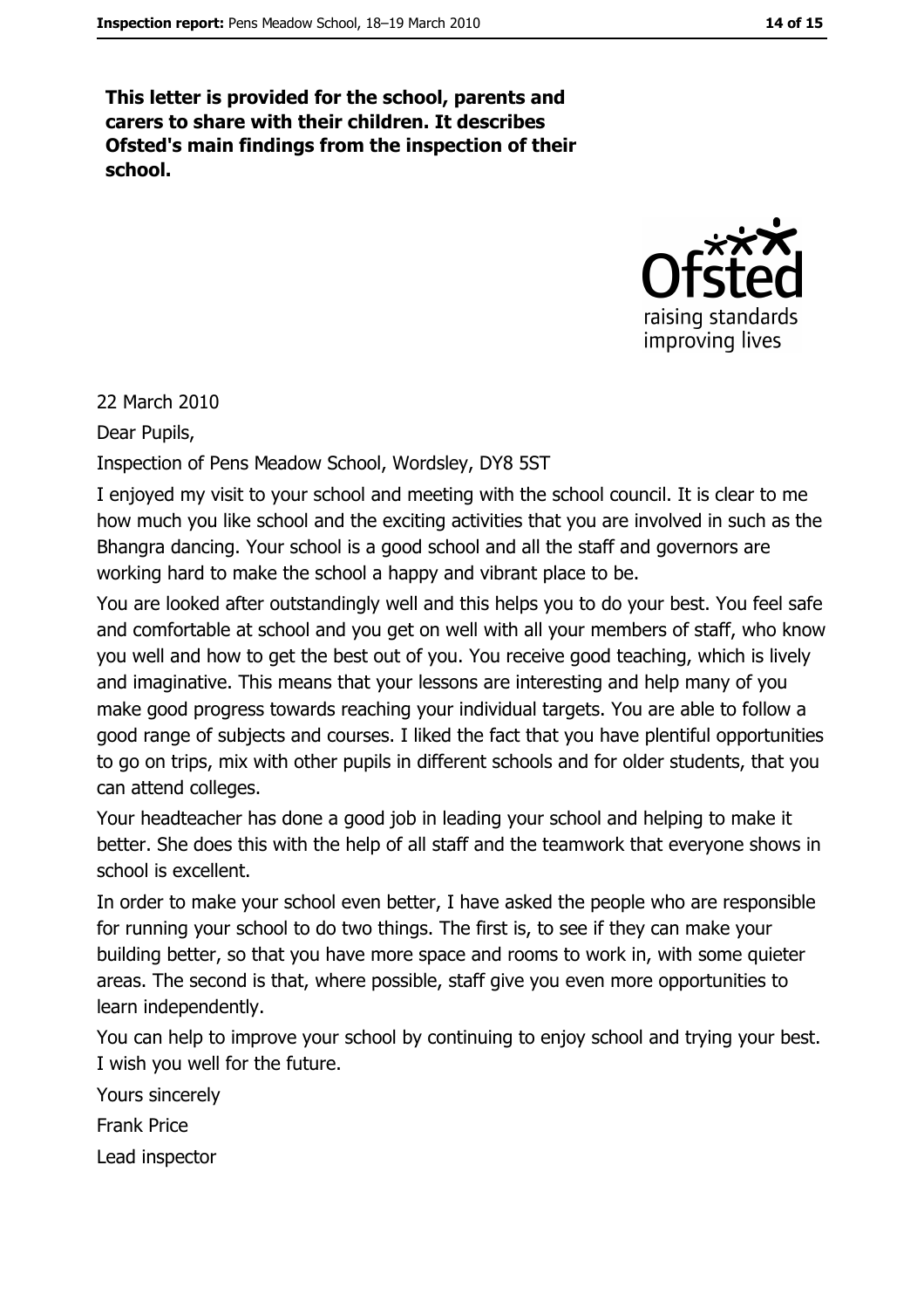**This letter is provided for the school, parents and carers to share with their children. It describes Ofsted's main findings from the inspection of their school.**

22 March 2010

Dear Pupils,

Inspection of Pens Meadow School, Wordsley, DY8 5ST

I enjoyed my visit to your school and meeting with the school council. It is clear to me how much you like school and the exciting activities that you are involved in such as the Bhangra dancing. Your school is a good school and all the staff and governors are working hard to make the school a happy and vibrant place to be.

You are looked after outstandingly well and this helps you to do your best. You feel safe and comfortable at school and you get on well with all your members of staff, who know you well and how to get the best out of you. You receive good teaching, which is lively and imaginative. This means that your lessons are interesting and help many of you make good progress towards reaching your individual targets. You are able to follow a good range of subjects and courses. I liked the fact that you have plentiful opportunities to go on trips, mix with other pupils in different schools and for older students, that you can attend colleges.

Your headteacher has done a good job in leading your school and helping to make it better. She does this with the help of all staff and the teamwork that everyone shows in school is excellent.

In order to make your school even better, I have asked the people who are responsible for running your school to do two things. The first is, to see if they can make your building better, so that you have more space and rooms to work in, with some quieter areas. The second is that, where possible, staff give you even more opportunities to learn independently.

You can help to improve your school by continuing to enjoy school and trying your best. I wish you well for the future.

Yours sincerely

Frank Price

Lead inspector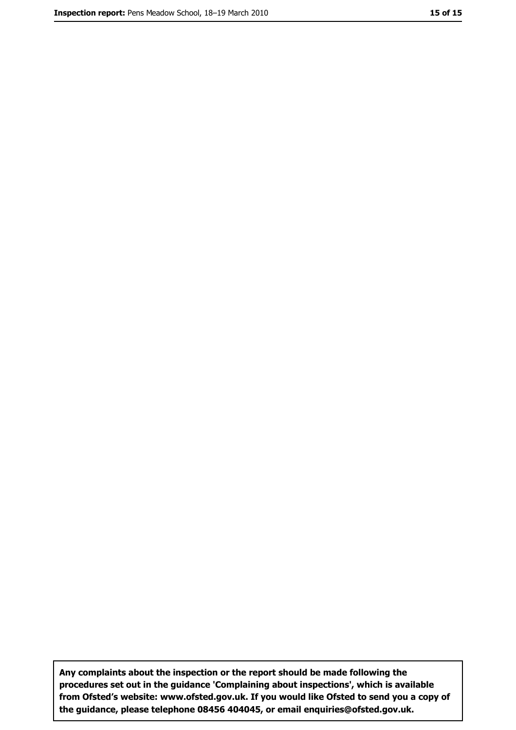**Any complaints about the inspection or the report should be made following the procedures set out in the guidance 'Complaining about inspections', which is available from Ofsted's website: www.ofsted.gov.uk. If you would like Ofsted to send you a copy of the guidance, please telephone 08456 404045, or email enquiries@ofsted.gov.uk.**